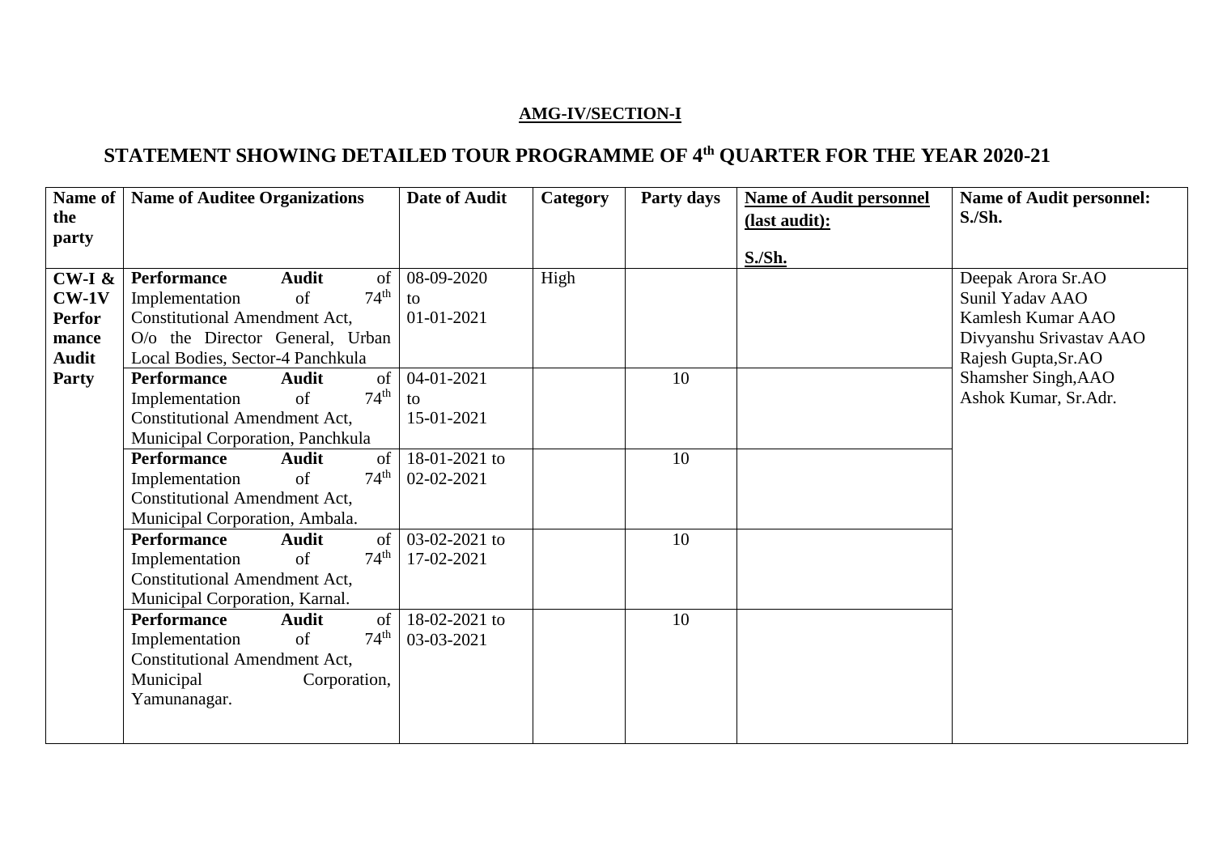**AMG-IV/SECTION-I**

# STATEMENT SHOWING DETAILED TOUR PROGRAMME OF 4th QUARTER FOR THE YEAR 2020-21

| Name of the party | Name of Auditee Organizations | Date of Audit | Category | Party days | Name of Audit personnel (last audit): S./Sh. | Name of Audit personnel: S./Sh. |
|---|---|---|---|---|---|---|
| **CW-I & CW-1V Performance Audit Party** | **Performance Audit** of Implementation of 74th Constitutional Amendment Act, O/o the Director General, Urban Local Bodies, Sector-4 Panchkula | 08-09-2020 to 01-01-2021 | High | | | Deepak Arora Sr.AO<br>Sunil Yadav AAO<br>Kamlesh Kumar AAO<br>Divyanshu Srivastav AAO<br>Rajesh Gupta,Sr.AO<br>Shamsher Singh,AAO<br>Ashok Kumar, Sr.Adr. |
| | **Performance Audit** of Implementation of 74th Constitutional Amendment Act, Municipal Corporation, Panchkula | 04-01-2021 to 15-01-2021 | | 10 | | |
| | **Performance Audit** of Implementation of 74th Constitutional Amendment Act, Municipal Corporation, Ambala. | 18-01-2021 to 02-02-2021 | | 10 | | |
| | **Performance Audit** of Implementation of 74th Constitutional Amendment Act, Municipal Corporation, Karnal. | 03-02-2021 to 17-02-2021 | | 10 | | |
| | **Performance Audit** of Implementation of 74th Constitutional Amendment Act, Municipal Corporation, Yamunanagar. | 18-02-2021 to 03-03-2021 | | 10 | | |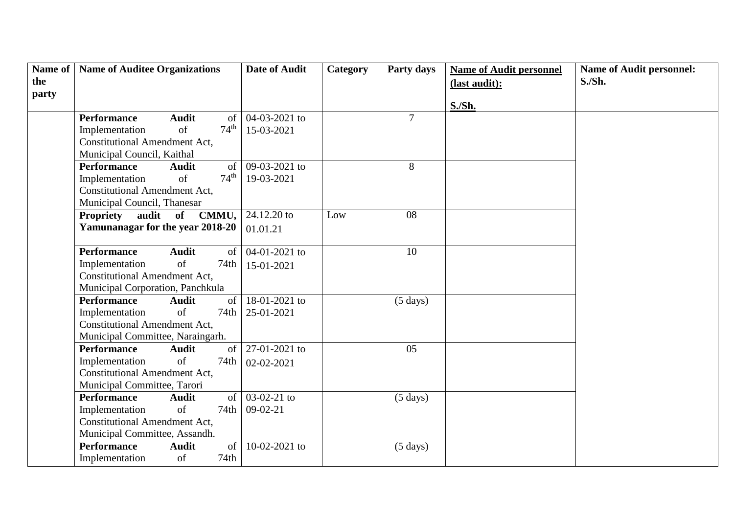| Name of the party | Name of Auditee Organizations | Date of Audit | Category | Party days | Name of Audit personnel (last audit): S./Sh. | Name of Audit personnel: S./Sh. |
|---|---|---|---|---|---|---|
| | **Performance Audit** of Implementation of 74$^{th}$ Constitutional Amendment Act, Municipal Council, Kaithal | 04-03-2021 to 15-03-2021 | | 7 | | |
| | **Performance Audit** of Implementation of 74$^{th}$ Constitutional Amendment Act, Municipal Council, Thanesar | 09-03-2021 to 19-03-2021 | | 8 | | |
| | **Propriety audit of CMMU, Yamunanagar for the year 2018-20** | 24.12.20 to 01.01.21 | Low | 08 | | |
| | **Performance Audit** of Implementation of 74th Constitutional Amendment Act, Municipal Corporation, Panchkula | 04-01-2021 to 15-01-2021 | | 10 | | |
| | **Performance Audit** of Implementation of 74th Constitutional Amendment Act, Municipal Committee, Naraingarh. | 18-01-2021 to 25-01-2021 | | (5 days) | | |
| | **Performance Audit** of Implementation of 74th Constitutional Amendment Act, Municipal Committee, Tarori | 27-01-2021 to 02-02-2021 | | 05 | | |
| | **Performance Audit** of Implementation of 74th Constitutional Amendment Act, Municipal Committee, Assandh. | 03-02-21 to 09-02-21 | | (5 days) | | |
| | **Performance Audit** of Implementation of 74th | 10-02-2021 to | | (5 days) | | |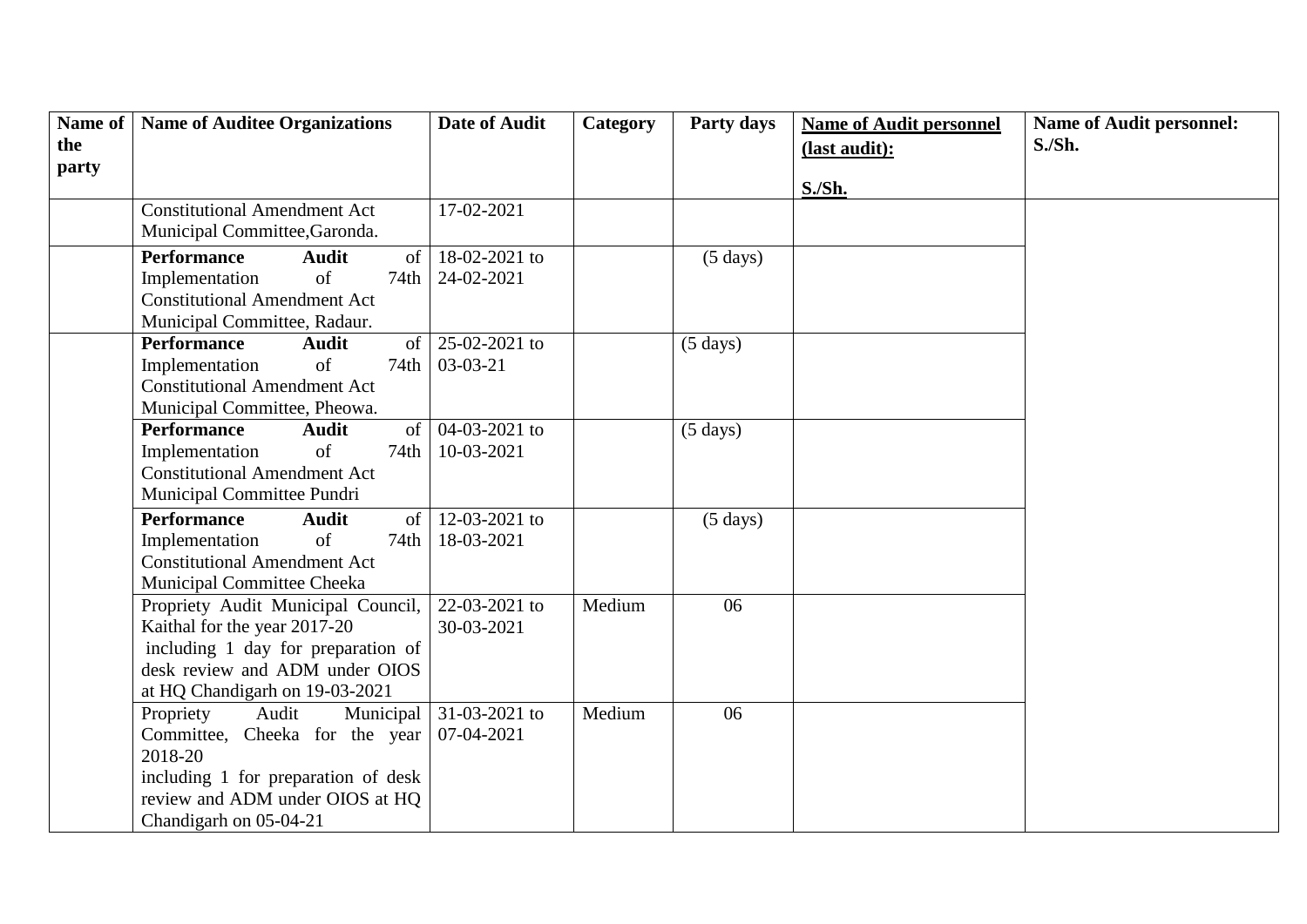| Name of the party | Name of Auditee Organizations | Date of Audit | Category | Party days | Name of Audit personnel (last audit): S./Sh. | Name of Audit personnel: S./Sh. |
|---|---|---|---|---|---|---|
| | Constitutional Amendment Act Municipal Committee,Garonda. | 17-02-2021 | | | | |
| | **Performance Audit** of Implementation of 74th Constitutional Amendment Act Municipal Committee, Radaur. | 18-02-2021 to 24-02-2021 | | (5 days) | | |
| | **Performance Audit** of Implementation of 74th Constitutional Amendment Act Municipal Committee, Pheowa. | 25-02-2021 to 03-03-21 | | (5 days) | | |
| | **Performance Audit** of Implementation of 74th Constitutional Amendment Act Municipal Committee Pundri | 04-03-2021 to 10-03-2021 | | (5 days) | | |
| | **Performance Audit** of Implementation of 74th Constitutional Amendment Act Municipal Committee Cheeka | 12-03-2021 to 18-03-2021 | | (5 days) | | |
| | Propriety Audit Municipal Council, Kaithal for the year 2017-20 including 1 day for preparation of desk review and ADM under OIOS at HQ Chandigarh on 19-03-2021 | 22-03-2021 to 30-03-2021 | Medium | 06 | | |
| | Propriety Audit Municipal Committee, Cheeka for the year 2018-20 including 1 for preparation of desk review and ADM under OIOS at HQ Chandigarh on 05-04-21 | 31-03-2021 to 07-04-2021 | Medium | 06 | | |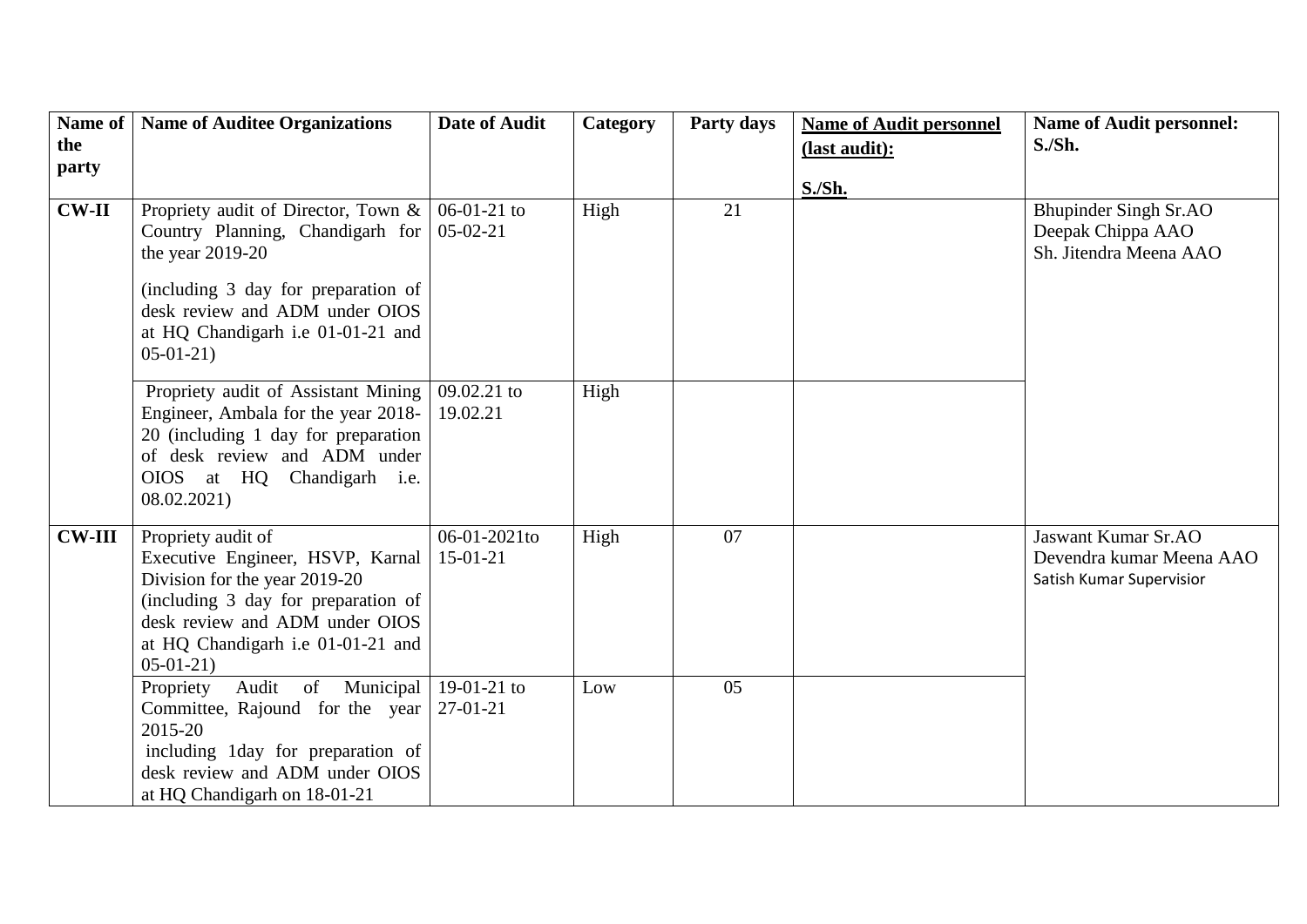| Name of the party | Name of Auditee Organizations | Date of Audit | Category | Party days | Name of Audit personnel (last audit): S./Sh. | Name of Audit personnel: S./Sh. |
|---|---|---|---|---|---|---|
| CW-II | Propriety audit of Director, Town & Country Planning, Chandigarh for the year 2019-20 (including 3 day for preparation of desk review and ADM under OIOS at HQ Chandigarh i.e 01-01-21 and 05-01-21) | 06-01-21 to 05-02-21 | High | 21 | | Bhupinder Singh Sr.AO Deepak Chippa AAO Sh. Jitendra Meena AAO |
| | Propriety audit of Assistant Mining Engineer, Ambala for the year 2018-20 (including 1 day for preparation of desk review and ADM under OIOS at HQ Chandigarh i.e. 08.02.2021) | 09.02.21 to 19.02.21 | High | | | |
| CW-III | Propriety audit of Executive Engineer, HSVP, Karnal Division for the year 2019-20 (including 3 day for preparation of desk review and ADM under OIOS at HQ Chandigarh i.e 01-01-21 and 05-01-21) | 06-01-2021to 15-01-21 | High | 07 | | Jaswant Kumar Sr.AO Devendra kumar Meena AAO Satish Kumar Supervisior |
| | Propriety Audit of Municipal Committee, Rajound for the year 2015-20 including 1day for preparation of desk review and ADM under OIOS at HQ Chandigarh on 18-01-21 | 19-01-21 to 27-01-21 | Low | 05 | | |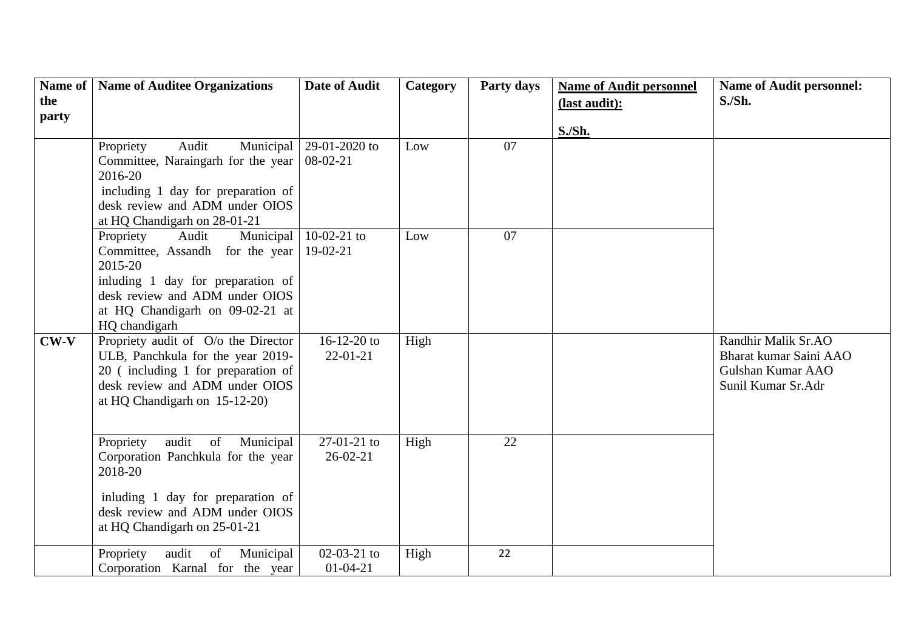| Name of the party | Name of Auditee Organizations | Date of Audit | Category | Party days | Name of Audit personnel (last audit): S./Sh. | Name of Audit personnel: S./Sh. |
|---|---|---|---|---|---|---|
| | Propriety Audit Municipal Committee, Naraingarh for the year 2016-20 including 1 day for preparation of desk review and ADM under OIOS at HQ Chandigarh on 28-01-21 | 29-01-2020 to 08-02-21 | Low | 07 | | |
| | Propriety Audit Municipal Committee, Assandh for the year 2015-20 inluding 1 day for preparation of desk review and ADM under OIOS at HQ Chandigarh on 09-02-21 at HQ chandigarh | 10-02-21 to 19-02-21 | Low | 07 | | |
| **CW-V** | Propriety audit of O/o the Director ULB, Panchkula for the year 2019-20 ( including 1 for preparation of desk review and ADM under OIOS at HQ Chandigarh on 15-12-20) | 16-12-20 to 22-01-21 | High | | | Randhir Malik Sr.AO<br>Bharat kumar Saini AAO<br>Gulshan Kumar AAO<br>Sunil Kumar Sr.Adr |
| | Propriety audit of Municipal Corporation Panchkula for the year 2018-20 inluding 1 day for preparation of desk review and ADM under OIOS at HQ Chandigarh on 25-01-21 | 27-01-21 to 26-02-21 | High | 22 | | |
| | Propriety audit of Municipal Corporation Karnal for the year | 02-03-21 to 01-04-21 | High | 22 | | |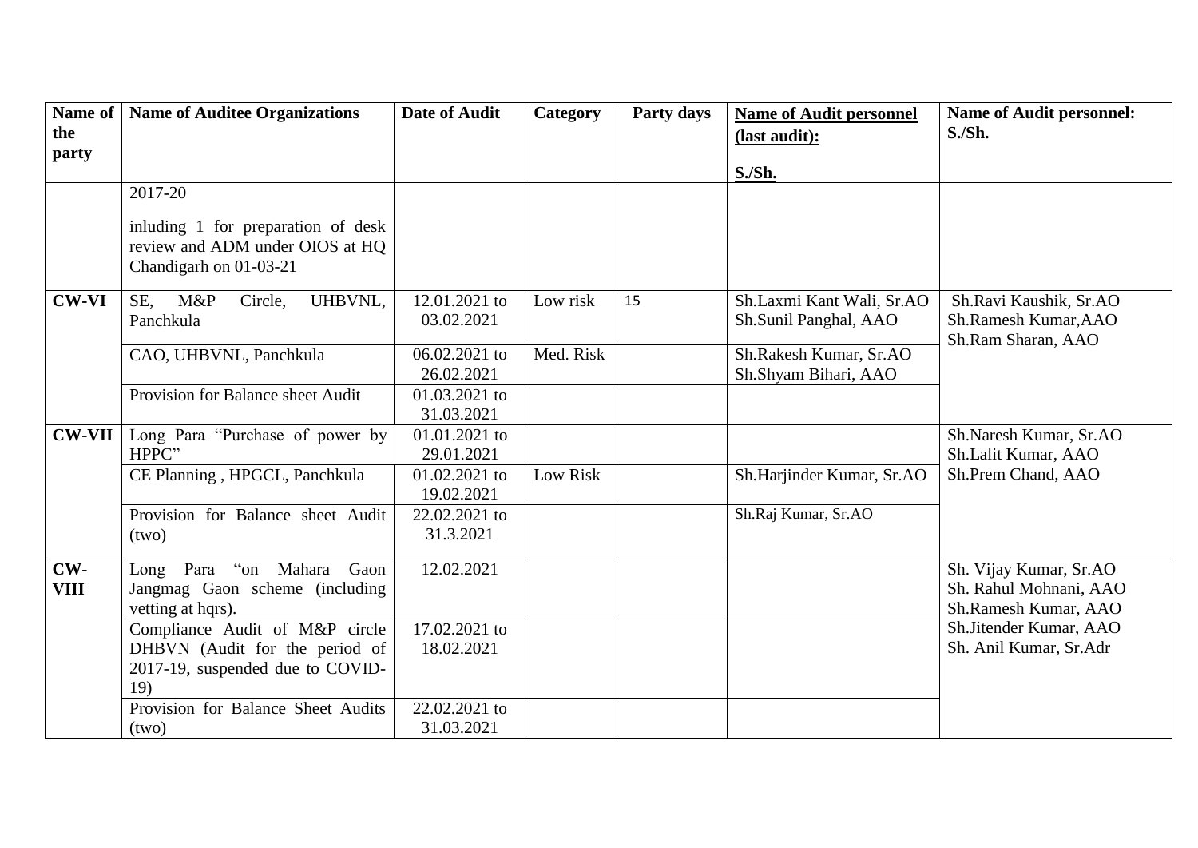| Name of the party | Name of Auditee Organizations | Date of Audit | Category | Party days | Name of Audit personnel (last audit): S./Sh. | Name of Audit personnel: S./Sh. |
|---|---|---|---|---|---|---|
| | 2017-20 inluding 1 for preparation of desk review and ADM under OIOS at HQ Chandigarh on 01-03-21 | | | | | |
| **CW-VI** | SE, M&P Circle, UHBVNL, Panchkula | 12.01.2021 to 03.02.2021 | Low risk | 15 | Sh.Laxmi Kant Wali, Sr.AO Sh.Sunil Panghal, AAO | Sh.Ravi Kaushik, Sr.AO Sh.Ramesh Kumar,AAO Sh.Ram Sharan, AAO |
| | CAO, UHBVNL, Panchkula | 06.02.2021 to 26.02.2021 | Med. Risk | | Sh.Rakesh Kumar, Sr.AO Sh.Shyam Bihari, AAO | |
| | Provision for Balance sheet Audit | 01.03.2021 to 31.03.2021 | | | | |
| **CW-VII** | Long Para "Purchase of power by HPPC" | 01.01.2021 to 29.01.2021 | | | | Sh.Naresh Kumar, Sr.AO Sh.Lalit Kumar, AAO Sh.Prem Chand, AAO |
| | CE Planning , HPGCL, Panchkula | 01.02.2021 to 19.02.2021 | Low Risk | | Sh.Harjinder Kumar, Sr.AO | |
| | Provision for Balance sheet Audit (two) | 22.02.2021 to 31.3.2021 | | | Sh.Raj Kumar, Sr.AO | |
| **CW-VIII** | Long Para "on Mahara Gaon Jangmag Gaon scheme (including vetting at hqrs). | 12.02.2021 | | | | Sh. Vijay Kumar, Sr.AO Sh. Rahul Mohnani, AAO Sh.Ramesh Kumar, AAO Sh.Jitender Kumar, AAO Sh. Anil Kumar, Sr.Adr |
| | Compliance Audit of M&P circle DHBVN (Audit for the period of 2017-19, suspended due to COVID-19) | 17.02.2021 to 18.02.2021 | | | | |
| | Provision for Balance Sheet Audits (two) | 22.02.2021 to 31.03.2021 | | | | |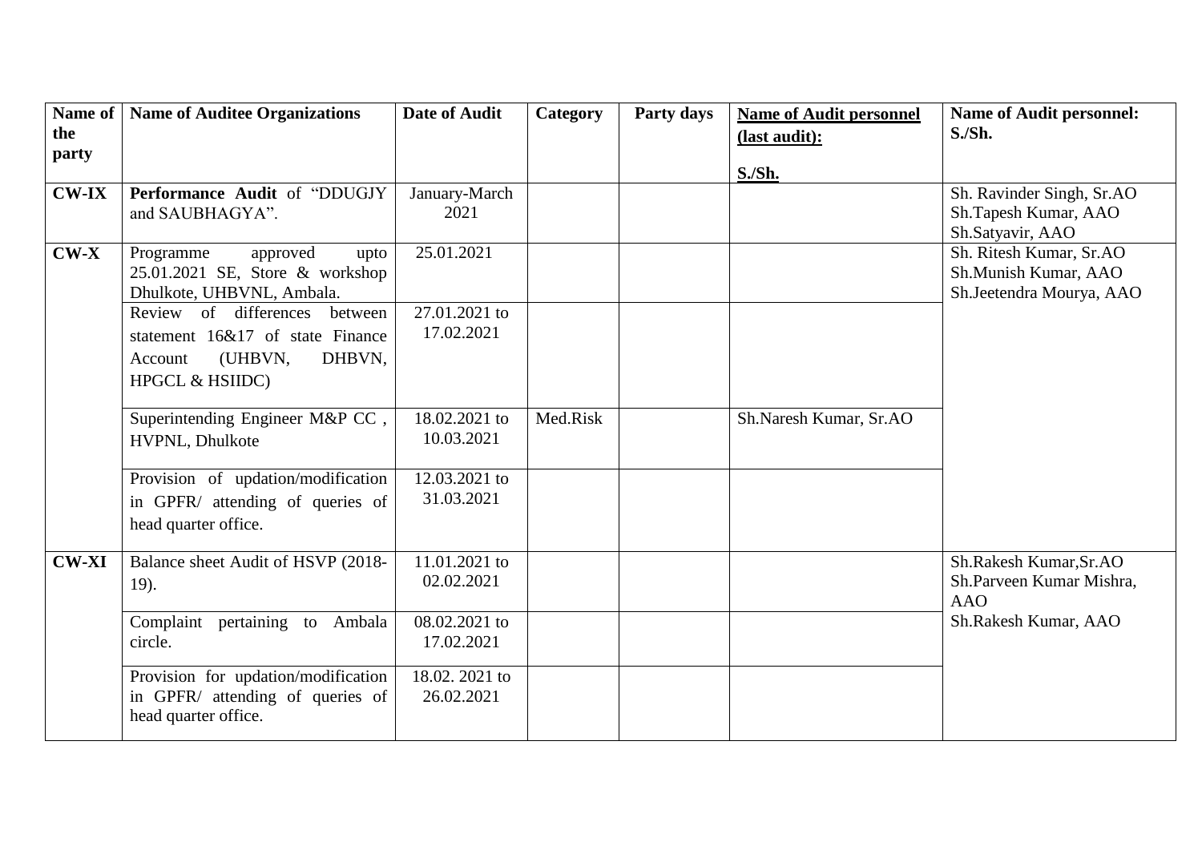| Name of the party | Name of Auditee Organizations | Date of Audit | Category | Party days | Name of Audit personnel (last audit): S./Sh. | Name of Audit personnel: S./Sh. |
|---|---|---|---|---|---|---|
| **CW-IX** | **Performance Audit** of "DDUGJY and SAUBHAGYA". | January-March 2021 | | | | Sh. Ravinder Singh, Sr.AO<br>Sh.Tapesh Kumar, AAO<br>Sh.Satyavir, AAO |
| **CW-X** | Programme approved upto 25.01.2021 SE, Store & workshop Dhulkote, UHBVNL, Ambala. | 25.01.2021 | | | | Sh. Ritesh Kumar, Sr.AO<br>Sh.Munish Kumar, AAO<br>Sh.Jeetendra Mourya, AAO |
| | Review of differences between statement 16&17 of state Finance Account (UHBVN, DHBVN, HPGCL & HSIIDC) | 27.01.2021 to 17.02.2021 | | | | |
| | Superintending Engineer M&P CC , HVPNL, Dhulkote | 18.02.2021 to 10.03.2021 | Med.Risk | | Sh.Naresh Kumar, Sr.AO | |
| | Provision of updation/modification in GPFR/ attending of queries of head quarter office. | 12.03.2021 to 31.03.2021 | | | | |
| **CW-XI** | Balance sheet Audit of HSVP (2018-19). | 11.01.2021 to 02.02.2021 | | | | Sh.Rakesh Kumar,Sr.AO<br>Sh.Parveen Kumar Mishra, AAO<br>Sh.Rakesh Kumar, AAO |
| | Complaint pertaining to Ambala circle. | 08.02.2021 to 17.02.2021 | | | | |
| | Provision for updation/modification in GPFR/ attending of queries of head quarter office. | 18.02. 2021 to 26.02.2021 | | | | |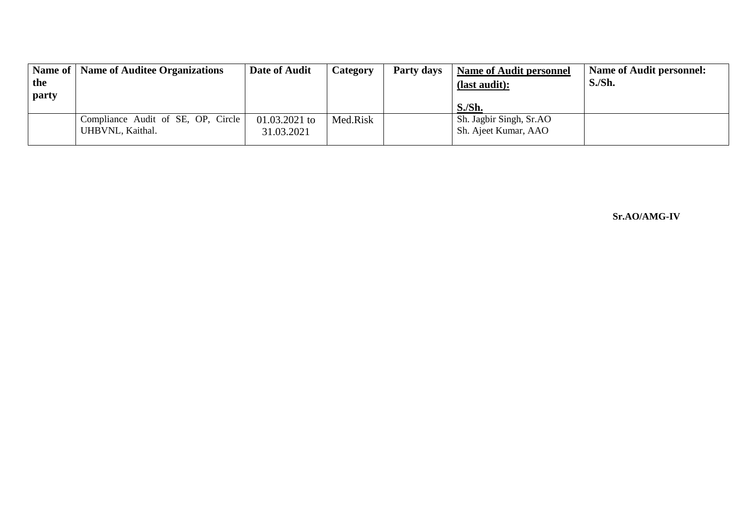| Name of the party | Name of Auditee Organizations | Date of Audit | Category | Party days | **Name of Audit personnel (last audit):** **S./Sh.** | Name of Audit personnel: S./Sh. |
|---|---|---|---|---|---|---|
| | Compliance Audit of SE, OP, Circle UHBVNL, Kaithal. | 01.03.2021 to 31.03.2021 | Med.Risk | | Sh. Jagbir Singh, Sr.AO<br>Sh. Ajeet Kumar, AAO | |

**Sr.AO/AMG-IV**